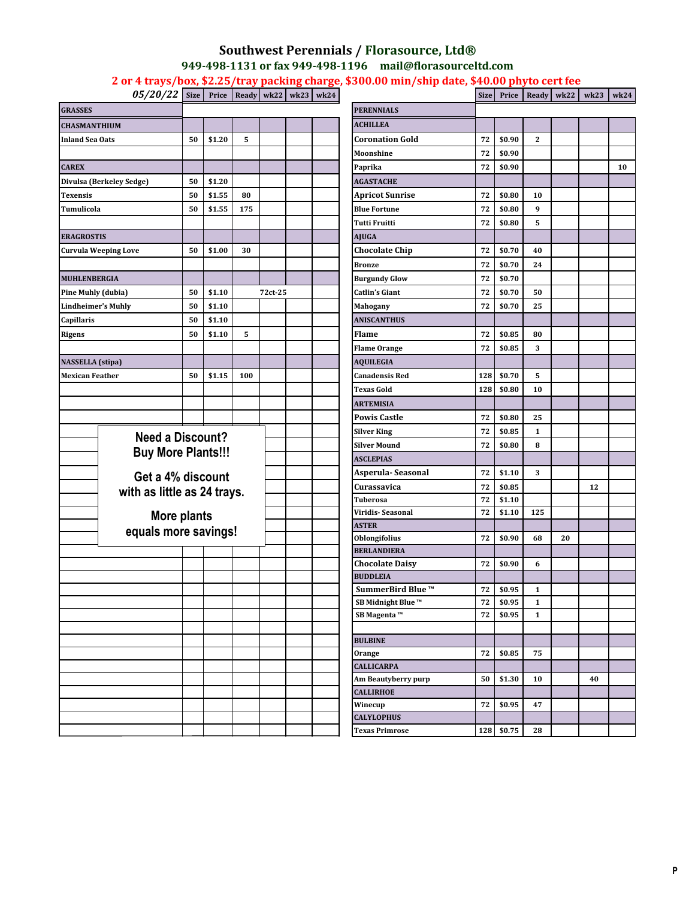# Southwest Perennials / Florasource, Ltd®

**949-498-1131 or fax 949-498-1196   mail@florasourceltd.com**

**2 or 4 trays/box, $2.25/tray packing charge, $300.00 min/ship date, $40.00 phyto cert fee**

| *05/20/22* | Size | Price | Ready | wk22 | wk23 | wk24 |
|---|---|---|---|---|---|---|
| **GRASSES** | | | | | | |
| **CHASMANTHIUM** | | | | | | |
| Inland Sea Oats | 50 | $1.20 | 5 | | | |
| | | | | | | |
| **CAREX** | | | | | | |
| Divulsa (Berkeley Sedge) | 50 | $1.20 | | | | |
| Texensis | 50 | $1.55 | 80 | | | |
| Tumulicola | 50 | $1.55 | 175 | | | |
| | | | | | | |
| **ERAGROSTIS** | | | | | | |
| Curvula Weeping Love | 50 | $1.00 | 30 | | | |
| | | | | | | |
| **MUHLENBERGIA** | | | | | | |
| Pine Muhly (dubia) | 50 | $1.10 | | 72ct-25 | | |
| Lindheimer's Muhly | 50 | $1.10 | | | | |
| Capillaris | 50 | $1.10 | | | | |
| Rigens | 50 | $1.10 | 5 | | | |
| | | | | | | |
| **NASSELLA (stipa)** | | | | | | |
| Mexican Feather | 50 | $1.15 | 100 | | | |

**Need a Discount?**
**Buy More Plants!!!**

**Get a 4% discount with as little as 24 trays.**

**More plants equals more savings!**

| | Size | Price | Ready | wk22 | wk23 | wk24 |
|---|---|---|---|---|---|---|
| **PERENNIALS** | | | | | | |
| **ACHILLEA** | | | | | | |
| Coronation Gold | 72 | $0.90 | 2 | | | |
| Moonshine | 72 | $0.90 | | | | |
| Paprika | 72 | $0.90 | | | | 10 |
| **AGASTACHE** | | | | | | |
| Apricot Sunrise | 72 | $0.80 | 10 | | | |
| Blue Fortune | 72 | $0.80 | 9 | | | |
| Tutti Fruitti | 72 | $0.80 | 5 | | | |
| **AJUGA** | | | | | | |
| Chocolate Chip | 72 | $0.70 | 40 | | | |
| Bronze | 72 | $0.70 | 24 | | | |
| Burgundy Glow | 72 | $0.70 | | | | |
| Catlin's Giant | 72 | $0.70 | 50 | | | |
| Mahogany | 72 | $0.70 | 25 | | | |
| **ANISCANTHUS** | | | | | | |
| Flame | 72 | $0.85 | 80 | | | |
| Flame Orange | 72 | $0.85 | 3 | | | |
| **AQUILEGIA** | | | | | | |
| Canadensis Red | 128 | $0.70 | 5 | | | |
| Texas Gold | 128 | $0.80 | 10 | | | |
| **ARTEMISIA** | | | | | | |
| Powis Castle | 72 | $0.80 | 25 | | | |
| Silver King | 72 | $0.85 | 1 | | | |
| Silver Mound | 72 | $0.80 | 8 | | | |
| **ASCLEPIAS** | | | | | | |
| Asperula- Seasonal | 72 | $1.10 | 3 | | | |
| Curassavica | 72 | $0.85 | | | 12 | |
| Tuberosa | 72 | $1.10 | | | | |
| Viridis- Seasonal | 72 | $1.10 | 125 | | | |
| **ASTER** | | | | | | |
| Oblongifolius | 72 | $0.90 | 68 | 20 | | |
| **BERLANDIERA** | | | | | | |
| Chocolate Daisy | 72 | $0.90 | 6 | | | |
| **BUDDLEIA** | | | | | | |
| SummerBird Blue ™ | 72 | $0.95 | 1 | | | |
| SB Midnight Blue ™ | 72 | $0.95 | 1 | | | |
| SB Magenta ™ | 72 | $0.95 | 1 | | | |
| | | | | | | |
| **BULBINE** | | | | | | |
| Orange | 72 | $0.85 | 75 | | | |
| **CALLICARPA** | | | | | | |
| Am Beautyberry purp | 50 | $1.30 | 10 | | 40 | |
| **CALLIRHOE** | | | | | | |
| Winecup | 72 | $0.95 | 47 | | | |
| **CALYLOPHUS** | | | | | | |
| Texas Primrose | 128 | $0.75 | 28 | | | |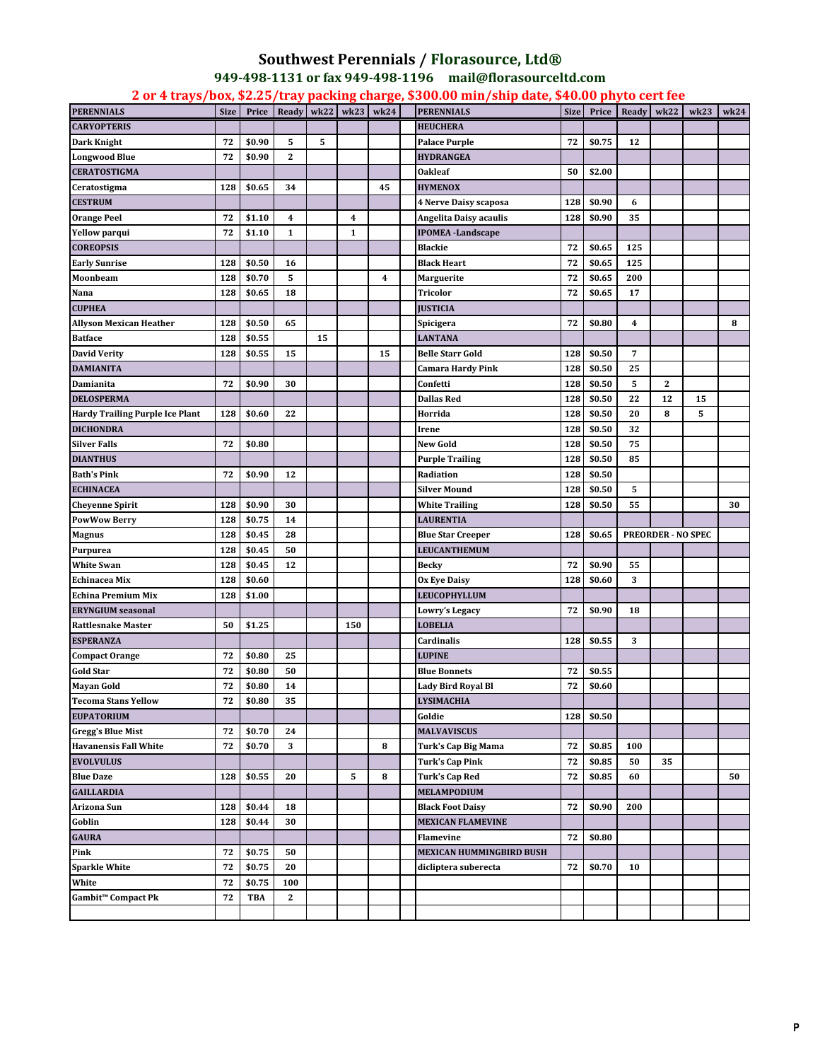# Southwest Perennials / Florasource, Ltd®

## 949-498-1131 or fax 949-498-1196 mail@florasourceltd.com

**2 or 4 trays/box, $2.25/tray packing charge, $300.00 min/ship date, $40.00 phyto cert fee**

| PERENNIALS | Size | Price | Ready | wk22 | wk23 | wk24 | | PERENNIALS | Size | Price | Ready | wk22 | wk23 | wk24 |
|---|---|---|---|---|---|---|---|---|---|---|---|---|---|---|
| **CARYOPTERIS** | | | | | | | | **HEUCHERA** | | | | | | |
| Dark Knight | 72 | $0.90 | 5 | 5 | | | | Palace Purple | 72 | $0.75 | 12 | | | |
| Longwood Blue | 72 | $0.90 | 2 | | | | | **HYDRANGEA** | | | | | | |
| **CERATOSTIGMA** | | | | | | | | Oakleaf | 50 | $2.00 | | | | |
| Ceratostigma | 128 | $0.65 | 34 | | | 45 | | **HYMENOX** | | | | | | |
| **CESTRUM** | | | | | | | | 4 Nerve Daisy scaposa | 128 | $0.90 | 6 | | | |
| Orange Peel | 72 | $1.10 | 4 | | 4 | | | Angelita Daisy acaulis | 128 | $0.90 | 35 | | | |
| Yellow parqui | 72 | $1.10 | 1 | | 1 | | | **IPOMEA -Landscape** | | | | | | |
| **COREOPSIS** | | | | | | | | Blackie | 72 | $0.65 | 125 | | | |
| Early Sunrise | 128 | $0.50 | 16 | | | | | Black Heart | 72 | $0.65 | 125 | | | |
| Moonbeam | 128 | $0.70 | 5 | | | 4 | | Marguerite | 72 | $0.65 | 200 | | | |
| Nana | 128 | $0.65 | 18 | | | | | Tricolor | 72 | $0.65 | 17 | | | |
| **CUPHEA** | | | | | | | | **JUSTICIA** | | | | | | |
| Allyson Mexican Heather | 128 | $0.50 | 65 | | | | | Spicigera | 72 | $0.80 | 4 | | | 8 |
| Batface | 128 | $0.55 | | 15 | | | | **LANTANA** | | | | | | |
| David Verity | 128 | $0.55 | 15 | | | 15 | | Belle Starr Gold | 128 | $0.50 | 7 | | | |
| **DAMIANITA** | | | | | | | | Camara Hardy Pink | 128 | $0.50 | 25 | | | |
| Damianita | 72 | $0.90 | 30 | | | | | Confetti | 128 | $0.50 | 5 | 2 | | |
| **DELOSPERMA** | | | | | | | | Dallas Red | 128 | $0.50 | 22 | 12 | 15 | |
| Hardy Trailing Purple Ice Plant | 128 | $0.60 | 22 | | | | | Horrida | 128 | $0.50 | 20 | 8 | 5 | |
| **DICHONDRA** | | | | | | | | Irene | 128 | $0.50 | 32 | | | |
| Silver Falls | 72 | $0.80 | | | | | | New Gold | 128 | $0.50 | 75 | | | |
| **DIANTHUS** | | | | | | | | Purple Trailing | 128 | $0.50 | 85 | | | |
| Bath's Pink | 72 | $0.90 | 12 | | | | | Radiation | 128 | $0.50 | | | | |
| **ECHINACEA** | | | | | | | | Silver Mound | 128 | $0.50 | 5 | | | |
| Cheyenne Spirit | 128 | $0.90 | 30 | | | | | White Trailing | 128 | $0.50 | 55 | | | 30 |
| PowWow Berry | 128 | $0.75 | 14 | | | | | **LAURENTIA** | | | | | | |
| Magnus | 128 | $0.45 | 28 | | | | | Blue Star Creeper | 128 | $0.65 | PREORDER - NO SPEC | | | |
| Purpurea | 128 | $0.45 | 50 | | | | | **LEUCANTHEMUM** | | | | | | |
| White Swan | 128 | $0.45 | 12 | | | | | Becky | 72 | $0.90 | 55 | | | |
| Echinacea Mix | 128 | $0.60 | | | | | | Ox Eye Daisy | 128 | $0.60 | 3 | | | |
| Echina Premium Mix | 128 | $1.00 | | | | | | **LEUCOPHYLLUM** | | | | | | |
| **ERYNGIUM seasonal** | | | | | | | | Lowry's Legacy | 72 | $0.90 | 18 | | | |
| Rattlesnake Master | 50 | $1.25 | | | 150 | | | **LOBELIA** | | | | | | |
| **ESPERANZA** | | | | | | | | Cardinalis | 128 | $0.55 | 3 | | | |
| Compact Orange | 72 | $0.80 | 25 | | | | | **LUPINE** | | | | | | |
| Gold Star | 72 | $0.80 | 50 | | | | | Blue Bonnets | 72 | $0.55 | | | | |
| Mayan Gold | 72 | $0.80 | 14 | | | | | Lady Bird Royal Bl | 72 | $0.60 | | | | |
| Tecoma Stans Yellow | 72 | $0.80 | 35 | | | | | **LYSIMACHIA** | | | | | | |
| **EUPATORIUM** | | | | | | | | Goldie | 128 | $0.50 | | | | |
| Gregg's Blue Mist | 72 | $0.70 | 24 | | | | | **MALVAVISCUS** | | | | | | |
| Havanensis Fall White | 72 | $0.70 | 3 | | | 8 | | Turk's Cap Big Mama | 72 | $0.85 | 100 | | | |
| **EVOLVULUS** | | | | | | | | Turk's Cap Pink | 72 | $0.85 | 50 | 35 | | |
| Blue Daze | 128 | $0.55 | 20 | | 5 | 8 | | Turk's Cap Red | 72 | $0.85 | 60 | | | 50 |
| **GAILLARDIA** | | | | | | | | **MELAMPODIUM** | | | | | | |
| Arizona Sun | 128 | $0.44 | 18 | | | | | Black Foot Daisy | 72 | $0.90 | 200 | | | |
| Goblin | 128 | $0.44 | 30 | | | | | **MEXICAN FLAMEVINE** | | | | | | |
| **GAURA** | | | | | | | | Flamevine | 72 | $0.80 | | | | |
| Pink | 72 | $0.75 | 50 | | | | | **MEXICAN HUMMINGBIRD BUSH** | | | | | | |
| Sparkle White | 72 | $0.75 | 20 | | | | | dicliptera suberecta | 72 | $0.70 | 10 | | | |
| White | 72 | $0.75 | 100 | | | | | | | | | | | |
| Gambit™ Compact Pk | 72 | TBA | 2 | | | | | | | | | | | |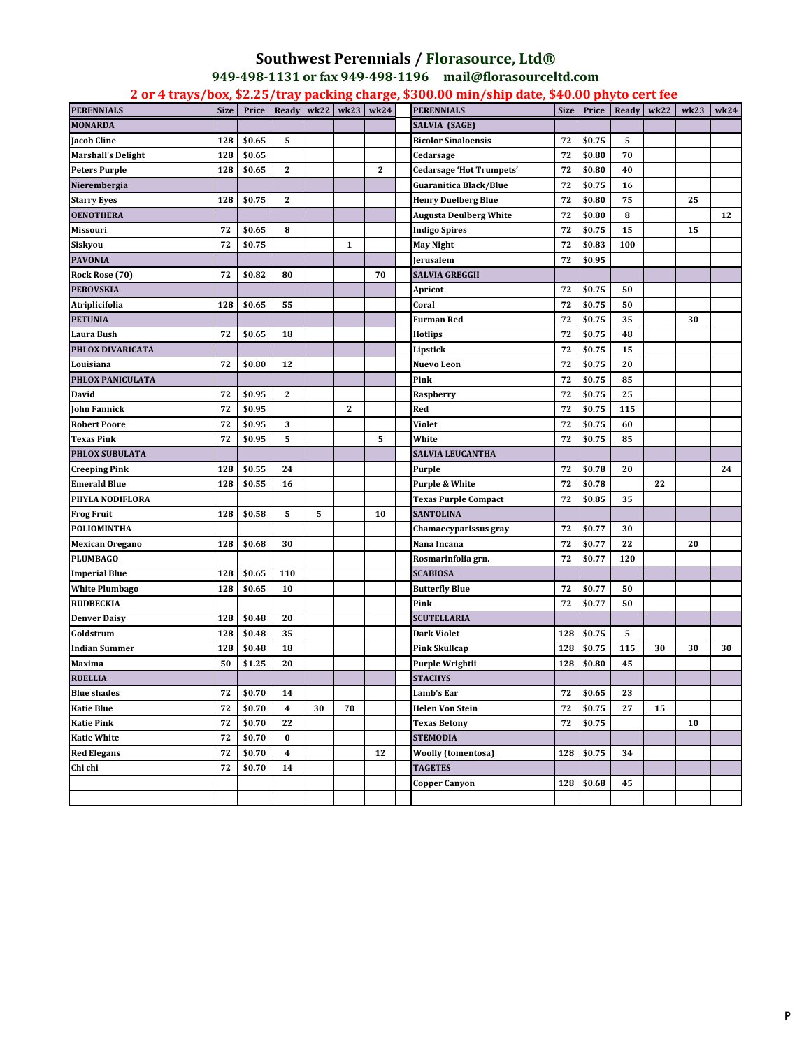# Southwest Perennials / Florasource, Ltd®

**949-498-1131 or fax 949-498-1196 mail@florasourceltd.com**

**2 or 4 trays/box, $2.25/tray packing charge, $300.00 min/ship date, $40.00 phyto cert fee**

| PERENNIALS | Size | Price | Ready | wk22 | wk23 | wk24 |
|---|---|---|---|---|---|---|
| **MONARDA** | | | | | | |
| Jacob Cline | 128 | $0.65 | 5 | | | |
| Marshall's Delight | 128 | $0.65 | | | | |
| Peters Purple | 128 | $0.65 | 2 | | | 2 |
| **Nierembergia** | | | | | | |
| Starry Eyes | 128 | $0.75 | 2 | | | |
| **OENOTHERA** | | | | | | |
| Missouri | 72 | $0.65 | 8 | | | |
| Siskyou | 72 | $0.75 | | | 1 | |
| **PAVONIA** | | | | | | |
| Rock Rose (70) | 72 | $0.82 | 80 | | | 70 |
| **PEROVSKIA** | | | | | | |
| Atriplicifolia | 128 | $0.65 | 55 | | | |
| **PETUNIA** | | | | | | |
| Laura Bush | 72 | $0.65 | 18 | | | |
| **PHLOX DIVARICATA** | | | | | | |
| Louisiana | 72 | $0.80 | 12 | | | |
| **PHLOX PANICULATA** | | | | | | |
| David | 72 | $0.95 | 2 | | | |
| John Fannick | 72 | $0.95 | | | 2 | |
| Robert Poore | 72 | $0.95 | 3 | | | |
| Texas Pink | 72 | $0.95 | 5 | | | 5 |
| **PHLOX SUBULATA** | | | | | | |
| Creeping Pink | 128 | $0.55 | 24 | | | |
| Emerald Blue | 128 | $0.55 | 16 | | | |
| **PHYLA NODIFLORA** | | | | | | |
| Frog Fruit | 128 | $0.58 | 5 | 5 | | 10 |
| **POLIOMINTHA** | | | | | | |
| Mexican Oregano | 128 | $0.68 | 30 | | | |
| **PLUMBAGO** | | | | | | |
| Imperial Blue | 128 | $0.65 | 110 | | | |
| White Plumbago | 128 | $0.65 | 10 | | | |
| **RUDBECKIA** | | | | | | |
| Denver Daisy | 128 | $0.48 | 20 | | | |
| Goldstrum | 128 | $0.48 | 35 | | | |
| Indian Summer | 128 | $0.48 | 18 | | | |
| Maxima | 50 | $1.25 | 20 | | | |
| **RUELLIA** | | | | | | |
| Blue shades | 72 | $0.70 | 14 | | | |
| Katie Blue | 72 | $0.70 | 4 | 30 | 70 | |
| Katie Pink | 72 | $0.70 | 22 | | | |
| Katie White | 72 | $0.70 | 0 | | | |
| Red Elegans | 72 | $0.70 | 4 | | | 12 |
| Chi chi | 72 | $0.70 | 14 | | | |

| PERENNIALS | Size | Price | Ready | wk22 | wk23 | wk24 |
|---|---|---|---|---|---|---|
| **SALVIA (SAGE)** | | | | | | |
| Bicolor Sinaloensis | 72 | $0.75 | 5 | | | |
| Cedarsage | 72 | $0.80 | 70 | | | |
| Cedarsage 'Hot Trumpets' | 72 | $0.80 | 40 | | | |
| Guaranitica Black/Blue | 72 | $0.75 | 16 | | | |
| Henry Duelberg Blue | 72 | $0.80 | 75 | | 25 | |
| Augusta Deulberg White | 72 | $0.80 | 8 | | | 12 |
| Indigo Spires | 72 | $0.75 | 15 | | 15 | |
| May Night | 72 | $0.83 | 100 | | | |
| Jerusalem | 72 | $0.95 | | | | |
| **SALVIA GREGGII** | | | | | | |
| Apricot | 72 | $0.75 | 50 | | | |
| Coral | 72 | $0.75 | 50 | | | |
| Furman Red | 72 | $0.75 | 35 | | 30 | |
| Hotlips | 72 | $0.75 | 48 | | | |
| Lipstick | 72 | $0.75 | 15 | | | |
| Nuevo Leon | 72 | $0.75 | 20 | | | |
| Pink | 72 | $0.75 | 85 | | | |
| Raspberry | 72 | $0.75 | 25 | | | |
| Red | 72 | $0.75 | 115 | | | |
| Violet | 72 | $0.75 | 60 | | | |
| White | 72 | $0.75 | 85 | | | |
| **SALVIA LEUCANTHA** | | | | | | |
| Purple | 72 | $0.78 | 20 | | | 24 |
| Purple & White | 72 | $0.78 | | 22 | | |
| Texas Purple Compact | 72 | $0.85 | 35 | | | |
| **SANTOLINA** | | | | | | |
| Chamaecyparissus gray | 72 | $0.77 | 30 | | | |
| Nana Incana | 72 | $0.77 | 22 | | 20 | |
| Rosmarinfolia grn. | 72 | $0.77 | 120 | | | |
| **SCABIOSA** | | | | | | |
| Butterfly Blue | 72 | $0.77 | 50 | | | |
| Pink | 72 | $0.77 | 50 | | | |
| **SCUTELLARIA** | | | | | | |
| Dark Violet | 128 | $0.75 | 5 | | | |
| Pink Skullcap | 128 | $0.75 | 115 | 30 | 30 | 30 |
| Purple Wrightii | 128 | $0.80 | 45 | | | |
| **STACHYS** | | | | | | |
| Lamb's Ear | 72 | $0.65 | 23 | | | |
| Helen Von Stein | 72 | $0.75 | 27 | 15 | | |
| Texas Betony | 72 | $0.75 | | | 10 | |
| **STEMODIA** | | | | | | |
| Woolly (tomentosa) | 128 | $0.75 | 34 | | | |
| **TAGETES** | | | | | | |
| Copper Canyon | 128 | $0.68 | 45 | | | |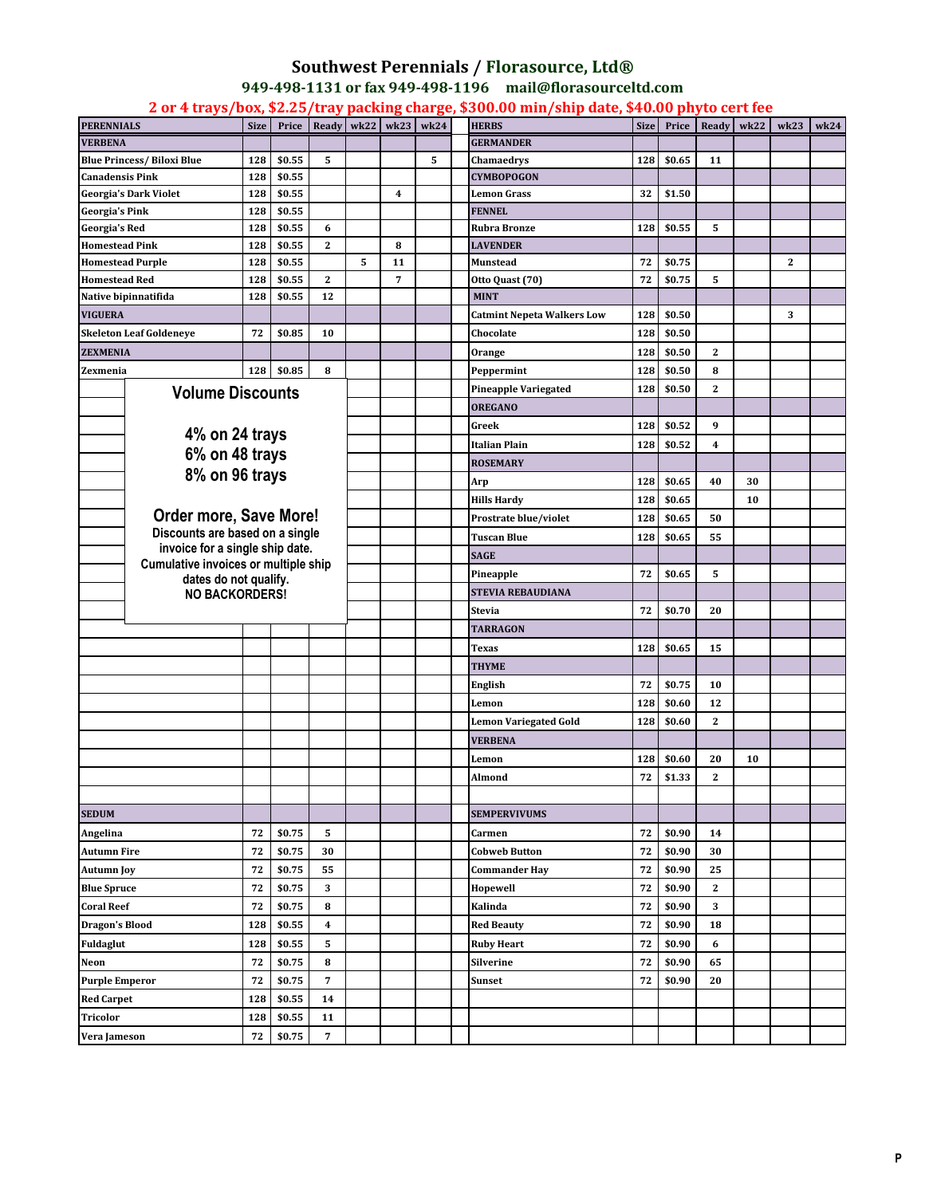# Southwest Perennials / Florasource, Ltd®

**949-498-1131 or fax 949-498-1196 mail@florasourceltd.com**

**2 or 4 trays/box, $2.25/tray packing charge, $300.00 min/ship date, $40.00 phyto cert fee**

| PERENNIALS | Size | Price | Ready | wk22 | wk23 | wk24 |
|---|---|---|---|---|---|---|
| **VERBENA** | | | | | | |
| Blue Princess/ Biloxi Blue | 128 | $0.55 | 5 | | | 5 |
| Canadensis Pink | 128 | $0.55 | | | | |
| Georgia's Dark Violet | 128 | $0.55 | | | 4 | |
| Georgia's Pink | 128 | $0.55 | | | | |
| Georgia's Red | 128 | $0.55 | 6 | | | |
| Homestead Pink | 128 | $0.55 | 2 | | 8 | |
| Homestead Purple | 128 | $0.55 | | 5 | 11 | |
| Homestead Red | 128 | $0.55 | 2 | | 7 | |
| Native bipinnatifida | 128 | $0.55 | 12 | | | |
| **VIGUERA** | | | | | | |
| Skeleton Leaf Goldeneye | 72 | $0.85 | 10 | | | |
| **ZEXMENIA** | | | | | | |
| Zexmenia | 128 | $0.85 | 8 | | | |
| **SEDUM** | | | | | | |
| Angelina | 72 | $0.75 | 5 | | | |
| Autumn Fire | 72 | $0.75 | 30 | | | |
| Autumn Joy | 72 | $0.75 | 55 | | | |
| Blue Spruce | 72 | $0.75 | 3 | | | |
| Coral Reef | 72 | $0.75 | 8 | | | |
| Dragon's Blood | 128 | $0.55 | 4 | | | |
| Fuldaglut | 128 | $0.55 | 5 | | | |
| Neon | 72 | $0.75 | 8 | | | |
| Purple Emperor | 72 | $0.75 | 7 | | | |
| Red Carpet | 128 | $0.55 | 14 | | | |
| Tricolor | 128 | $0.55 | 11 | | | |
| Vera Jameson | 72 | $0.75 | 7 | | | |

## Volume Discounts

4% on 24 trays
6% on 48 trays
8% on 96 trays

**Order more, Save More!**
Discounts are based on a single invoice for a single ship date.
Cumulative invoices or multiple ship dates do not qualify.
NO BACKORDERS!

| HERBS | Size | Price | Ready | wk22 | wk23 | wk24 |
|---|---|---|---|---|---|---|
| **GERMANDER** | | | | | | |
| Chamaedrys | 128 | $0.65 | 11 | | | |
| **CYMBOPOGON** | | | | | | |
| Lemon Grass | 32 | $1.50 | | | | |
| **FENNEL** | | | | | | |
| Rubra Bronze | 128 | $0.55 | 5 | | | |
| **LAVENDER** | | | | | | |
| Munstead | 72 | $0.75 | | | 2 | |
| Otto Quast (70) | 72 | $0.75 | 5 | | | |
| **MINT** | | | | | | |
| Catmint Nepeta Walkers Low | 128 | $0.50 | | | 3 | |
| Chocolate | 128 | $0.50 | | | | |
| Orange | 128 | $0.50 | 2 | | | |
| Peppermint | 128 | $0.50 | 8 | | | |
| Pineapple Variegated | 128 | $0.50 | 2 | | | |
| **OREGANO** | | | | | | |
| Greek | 128 | $0.52 | 9 | | | |
| Italian Plain | 128 | $0.52 | 4 | | | |
| **ROSEMARY** | | | | | | |
| Arp | 128 | $0.65 | 40 | 30 | | |
| Hills Hardy | 128 | $0.65 | | 10 | | |
| Prostrate blue/violet | 128 | $0.65 | 50 | | | |
| Tuscan Blue | 128 | $0.65 | 55 | | | |
| **SAGE** | | | | | | |
| Pineapple | 72 | $0.65 | 5 | | | |
| **STEVIA REBAUDIANA** | | | | | | |
| Stevia | 72 | $0.70 | 20 | | | |
| **TARRAGON** | | | | | | |
| Texas | 128 | $0.65 | 15 | | | |
| **THYME** | | | | | | |
| English | 72 | $0.75 | 10 | | | |
| Lemon | 128 | $0.60 | 12 | | | |
| Lemon Variegated Gold | 128 | $0.60 | 2 | | | |
| **VERBENA** | | | | | | |
| Lemon | 128 | $0.60 | 20 | 10 | | |
| Almond | 72 | $1.33 | 2 | | | |
| **SEMPERVIVUMS** | | | | | | |
| Carmen | 72 | $0.90 | 14 | | | |
| Cobweb Button | 72 | $0.90 | 30 | | | |
| Commander Hay | 72 | $0.90 | 25 | | | |
| Hopewell | 72 | $0.90 | 2 | | | |
| Kalinda | 72 | $0.90 | 3 | | | |
| Red Beauty | 72 | $0.90 | 18 | | | |
| Ruby Heart | 72 | $0.90 | 6 | | | |
| Silverine | 72 | $0.90 | 65 | | | |
| Sunset | 72 | $0.90 | 20 | | | |